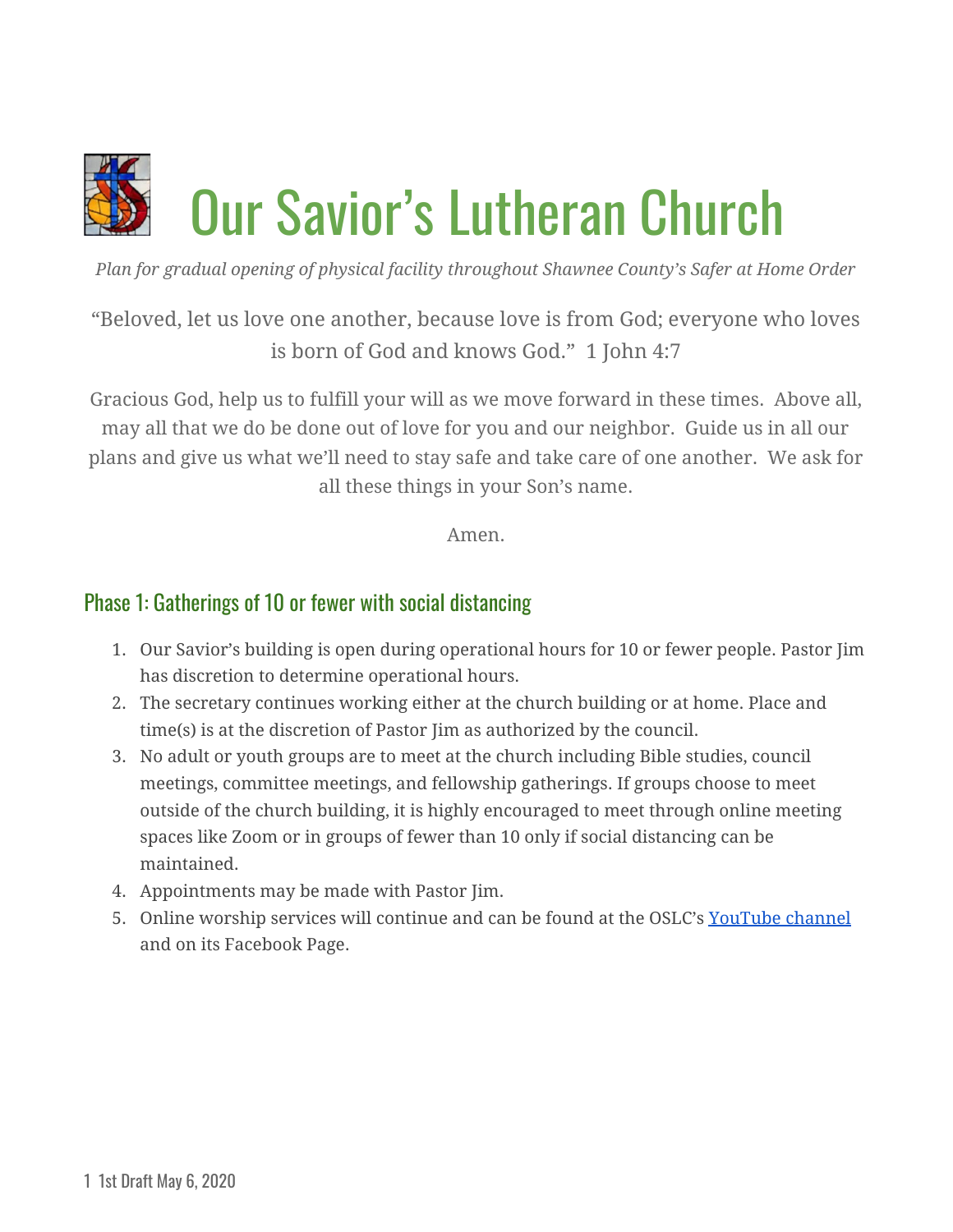# Our Savior's Lutheran Church

*Plan for gradual opening of physical facility throughout Shawnee County's Safer at Home Order*

"Beloved, let us love one another, because love is from God; everyone who loves is born of God and knows God." 1 John 4:7

Gracious God, help us to fulfill your will as we move forward in these times. Above all, may all that we do be done out of love for you and our neighbor. Guide us in all our plans and give us what we'll need to stay safe and take care of one another. We ask for all these things in your Son's name.

Amen.

## Phase 1: Gatherings of 10 or fewer with social distancing

1. Our Savior's building is open during operational hours for 10 or fewer people. Pastor Jim has discretion to determine operational hours.
2. The secretary continues working either at the church building or at home. Place and time(s) is at the discretion of Pastor Jim as authorized by the council.
3. No adult or youth groups are to meet at the church including Bible studies, council meetings, committee meetings, and fellowship gatherings. If groups choose to meet outside of the church building, it is highly encouraged to meet through online meeting spaces like Zoom or in groups of fewer than 10 only if social distancing can be maintained.
4. Appointments may be made with Pastor Jim.
5. Online worship services will continue and can be found at the OSLC's YouTube channel and on its Facebook Page.

1st Draft May 6, 2020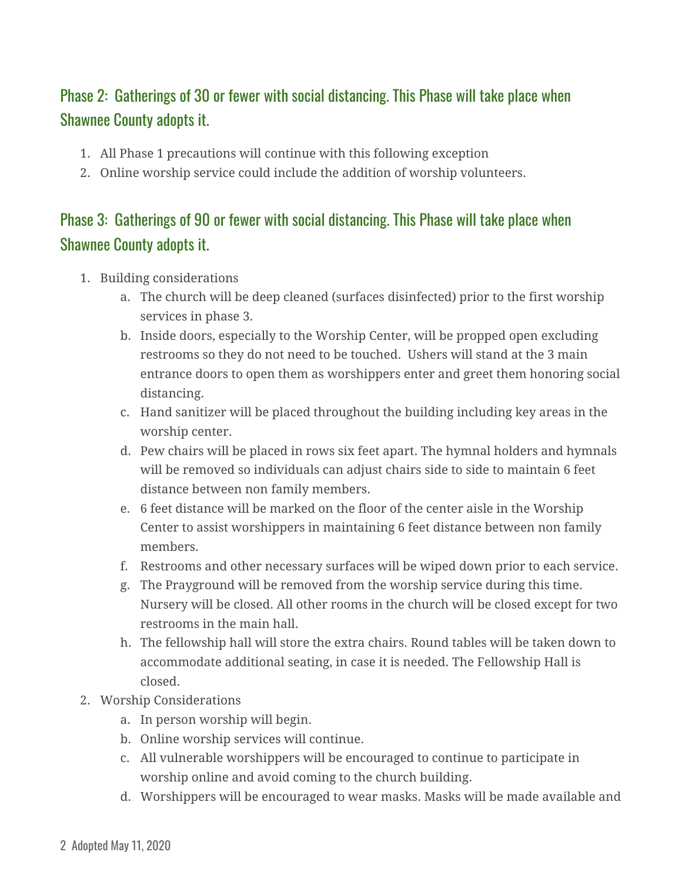## Phase 2: Gatherings of 30 or fewer with social distancing. This Phase will take place when Shawnee County adopts it.

1. All Phase 1 precautions will continue with this following exception
2. Online worship service could include the addition of worship volunteers.

## Phase 3: Gatherings of 90 or fewer with social distancing. This Phase will take place when Shawnee County adopts it.

1. Building considerations
    a. The church will be deep cleaned (surfaces disinfected) prior to the first worship services in phase 3.
    b. Inside doors, especially to the Worship Center, will be propped open excluding restrooms so they do not need to be touched. Ushers will stand at the 3 main entrance doors to open them as worshippers enter and greet them honoring social distancing.
    c. Hand sanitizer will be placed throughout the building including key areas in the worship center.
    d. Pew chairs will be placed in rows six feet apart. The hymnal holders and hymnals will be removed so individuals can adjust chairs side to side to maintain 6 feet distance between non family members.
    e. 6 feet distance will be marked on the floor of the center aisle in the Worship Center to assist worshippers in maintaining 6 feet distance between non family members.
    f. Restrooms and other necessary surfaces will be wiped down prior to each service.
    g. The Prayground will be removed from the worship service during this time. Nursery will be closed. All other rooms in the church will be closed except for two restrooms in the main hall.
    h. The fellowship hall will store the extra chairs. Round tables will be taken down to accommodate additional seating, in case it is needed. The Fellowship Hall is closed.
2. Worship Considerations
    a. In person worship will begin.
    b. Online worship services will continue.
    c. All vulnerable worshippers will be encouraged to continue to participate in worship online and avoid coming to the church building.
    d. Worshippers will be encouraged to wear masks. Masks will be made available and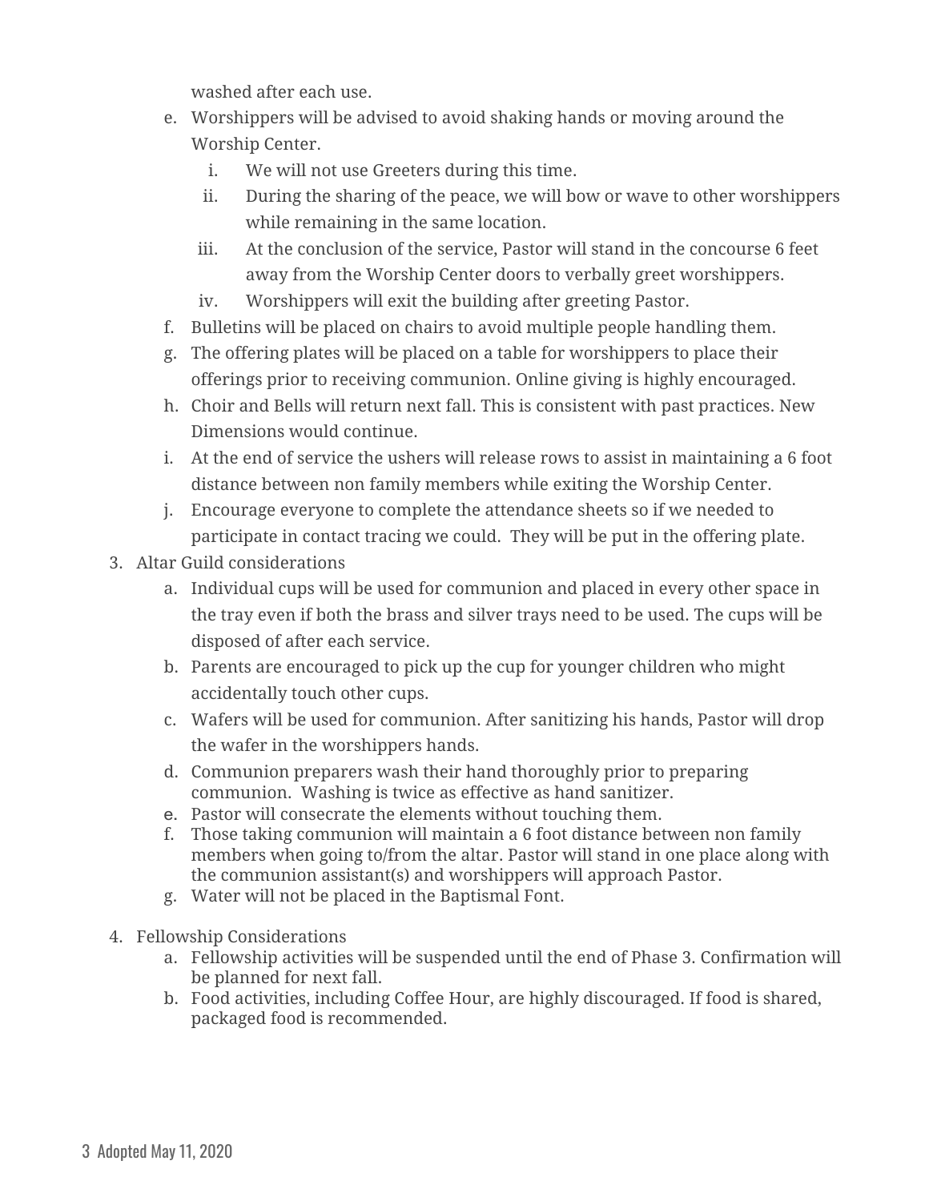washed after each use.

e. Worshippers will be advised to avoid shaking hands or moving around the Worship Center.
    i. We will not use Greeters during this time.
    ii. During the sharing of the peace, we will bow or wave to other worshippers while remaining in the same location.
    iii. At the conclusion of the service, Pastor will stand in the concourse 6 feet away from the Worship Center doors to verbally greet worshippers.
    iv. Worshippers will exit the building after greeting Pastor.

f. Bulletins will be placed on chairs to avoid multiple people handling them.

g. The offering plates will be placed on a table for worshippers to place their offerings prior to receiving communion. Online giving is highly encouraged.

h. Choir and Bells will return next fall. This is consistent with past practices. New Dimensions would continue.

i. At the end of service the ushers will release rows to assist in maintaining a 6 foot distance between non family members while exiting the Worship Center.

j. Encourage everyone to complete the attendance sheets so if we needed to participate in contact tracing we could. They will be put in the offering plate.

3. Altar Guild considerations
    a. Individual cups will be used for communion and placed in every other space in the tray even if both the brass and silver trays need to be used. The cups will be disposed of after each service.
    b. Parents are encouraged to pick up the cup for younger children who might accidentally touch other cups.
    c. Wafers will be used for communion. After sanitizing his hands, Pastor will drop the wafer in the worshippers hands.
    d. Communion preparers wash their hand thoroughly prior to preparing communion. Washing is twice as effective as hand sanitizer.
    e. Pastor will consecrate the elements without touching them.
    f. Those taking communion will maintain a 6 foot distance between non family members when going to/from the altar. Pastor will stand in one place along with the communion assistant(s) and worshippers will approach Pastor.
    g. Water will not be placed in the Baptismal Font.

4. Fellowship Considerations
    a. Fellowship activities will be suspended until the end of Phase 3. Confirmation will be planned for next fall.
    b. Food activities, including Coffee Hour, are highly discouraged. If food is shared, packaged food is recommended.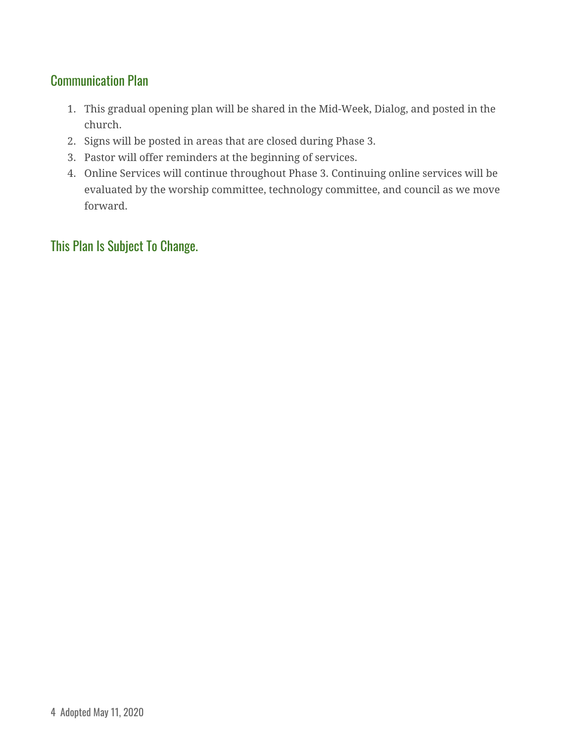## Communication Plan

1. This gradual opening plan will be shared in the Mid-Week, Dialog, and posted in the church.
2. Signs will be posted in areas that are closed during Phase 3.
3. Pastor will offer reminders at the beginning of services.
4. Online Services will continue throughout Phase 3. Continuing online services will be evaluated by the worship committee, technology committee, and council as we move forward.

## This Plan Is Subject To Change.